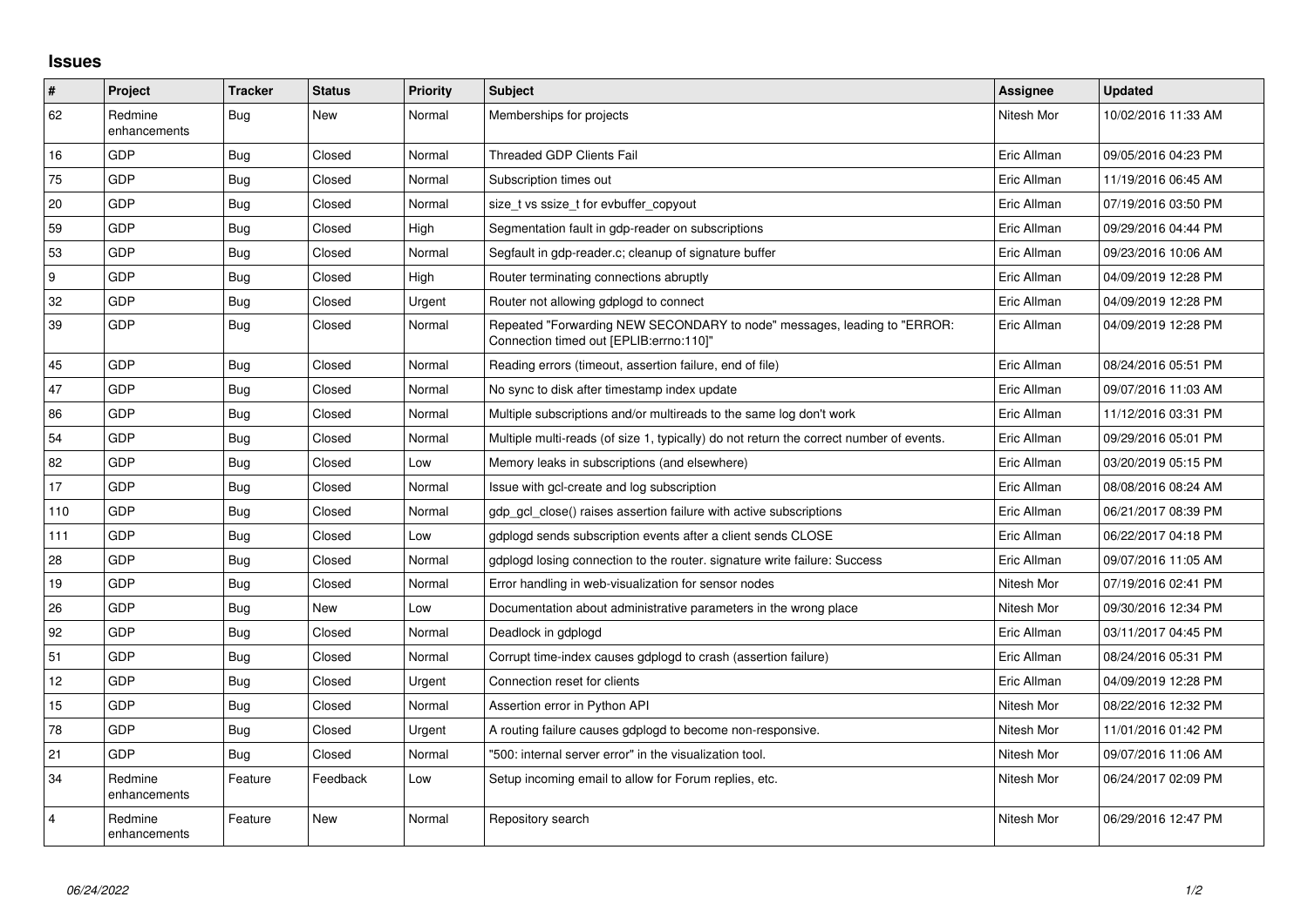## Issues

| # | Project | Tracker | Status | Priority | Subject | Assignee | Updated |
|---|---|---|---|---|---|---|---|
| 62 | Redmine enhancements | Bug | New | Normal | Memberships for projects | Nitesh Mor | 10/02/2016 11:33 AM |
| 16 | GDP | Bug | Closed | Normal | Threaded GDP Clients Fail | Eric Allman | 09/05/2016 04:23 PM |
| 75 | GDP | Bug | Closed | Normal | Subscription times out | Eric Allman | 11/19/2016 06:45 AM |
| 20 | GDP | Bug | Closed | Normal | size_t vs ssize_t for evbuffer_copyout | Eric Allman | 07/19/2016 03:50 PM |
| 59 | GDP | Bug | Closed | High | Segmentation fault in gdp-reader on subscriptions | Eric Allman | 09/29/2016 04:44 PM |
| 53 | GDP | Bug | Closed | Normal | Segfault in gdp-reader.c; cleanup of signature buffer | Eric Allman | 09/23/2016 10:06 AM |
| 9 | GDP | Bug | Closed | High | Router terminating connections abruptly | Eric Allman | 04/09/2019 12:28 PM |
| 32 | GDP | Bug | Closed | Urgent | Router not allowing gdplogd to connect | Eric Allman | 04/09/2019 12:28 PM |
| 39 | GDP | Bug | Closed | Normal | Repeated "Forwarding NEW SECONDARY to node" messages, leading to "ERROR: Connection timed out [EPLIB:errno:110]" | Eric Allman | 04/09/2019 12:28 PM |
| 45 | GDP | Bug | Closed | Normal | Reading errors (timeout, assertion failure, end of file) | Eric Allman | 08/24/2016 05:51 PM |
| 47 | GDP | Bug | Closed | Normal | No sync to disk after timestamp index update | Eric Allman | 09/07/2016 11:03 AM |
| 86 | GDP | Bug | Closed | Normal | Multiple subscriptions and/or multireads to the same log don't work | Eric Allman | 11/12/2016 03:31 PM |
| 54 | GDP | Bug | Closed | Normal | Multiple multi-reads (of size 1, typically) do not return the correct number of events. | Eric Allman | 09/29/2016 05:01 PM |
| 82 | GDP | Bug | Closed | Low | Memory leaks in subscriptions (and elsewhere) | Eric Allman | 03/20/2019 05:15 PM |
| 17 | GDP | Bug | Closed | Normal | Issue with gcl-create and log subscription | Eric Allman | 08/08/2016 08:24 AM |
| 110 | GDP | Bug | Closed | Normal | gdp_gcl_close() raises assertion failure with active subscriptions | Eric Allman | 06/21/2017 08:39 PM |
| 111 | GDP | Bug | Closed | Low | gdplogd sends subscription events after a client sends CLOSE | Eric Allman | 06/22/2017 04:18 PM |
| 28 | GDP | Bug | Closed | Normal | gdplogd losing connection to the router. signature write failure: Success | Eric Allman | 09/07/2016 11:05 AM |
| 19 | GDP | Bug | Closed | Normal | Error handling in web-visualization for sensor nodes | Nitesh Mor | 07/19/2016 02:41 PM |
| 26 | GDP | Bug | New | Low | Documentation about administrative parameters in the wrong place | Nitesh Mor | 09/30/2016 12:34 PM |
| 92 | GDP | Bug | Closed | Normal | Deadlock in gdplogd | Eric Allman | 03/11/2017 04:45 PM |
| 51 | GDP | Bug | Closed | Normal | Corrupt time-index causes gdplogd to crash (assertion failure) | Eric Allman | 08/24/2016 05:31 PM |
| 12 | GDP | Bug | Closed | Urgent | Connection reset for clients | Eric Allman | 04/09/2019 12:28 PM |
| 15 | GDP | Bug | Closed | Normal | Assertion error in Python API | Nitesh Mor | 08/22/2016 12:32 PM |
| 78 | GDP | Bug | Closed | Urgent | A routing failure causes gdplogd to become non-responsive. | Nitesh Mor | 11/01/2016 01:42 PM |
| 21 | GDP | Bug | Closed | Normal | "500: internal server error" in the visualization tool. | Nitesh Mor | 09/07/2016 11:06 AM |
| 34 | Redmine enhancements | Feature | Feedback | Low | Setup incoming email to allow for Forum replies, etc. | Nitesh Mor | 06/24/2017 02:09 PM |
| 4 | Redmine enhancements | Feature | New | Normal | Repository search | Nitesh Mor | 06/29/2016 12:47 PM |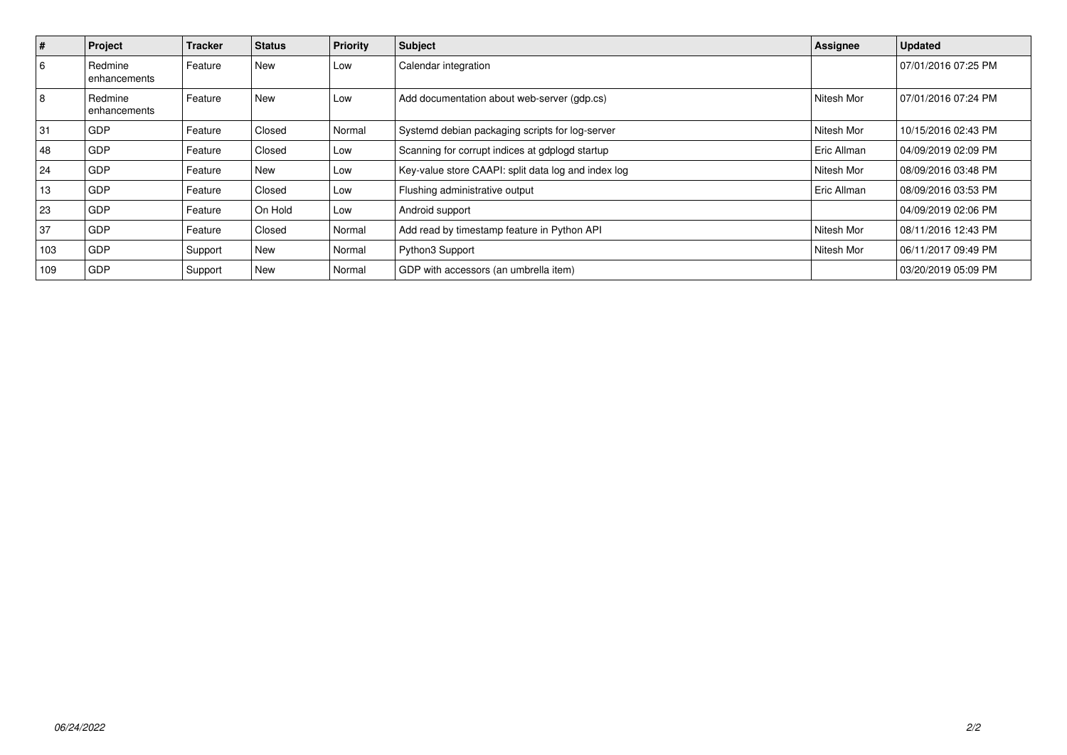| # | Project | Tracker | Status | Priority | Subject | Assignee | Updated |
|---|---|---|---|---|---|---|---|
| 6 | Redmine enhancements | Feature | New | Low | Calendar integration | | 07/01/2016 07:25 PM |
| 8 | Redmine enhancements | Feature | New | Low | Add documentation about web-server (gdp.cs) | Nitesh Mor | 07/01/2016 07:24 PM |
| 31 | GDP | Feature | Closed | Normal | Systemd debian packaging scripts for log-server | Nitesh Mor | 10/15/2016 02:43 PM |
| 48 | GDP | Feature | Closed | Low | Scanning for corrupt indices at gdplogd startup | Eric Allman | 04/09/2019 02:09 PM |
| 24 | GDP | Feature | New | Low | Key-value store CAAPI: split data log and index log | Nitesh Mor | 08/09/2016 03:48 PM |
| 13 | GDP | Feature | Closed | Low | Flushing administrative output | Eric Allman | 08/09/2016 03:53 PM |
| 23 | GDP | Feature | On Hold | Low | Android support | | 04/09/2019 02:06 PM |
| 37 | GDP | Feature | Closed | Normal | Add read by timestamp feature in Python API | Nitesh Mor | 08/11/2016 12:43 PM |
| 103 | GDP | Support | New | Normal | Python3 Support | Nitesh Mor | 06/11/2017 09:49 PM |
| 109 | GDP | Support | New | Normal | GDP with accessors (an umbrella item) | | 03/20/2019 05:09 PM |